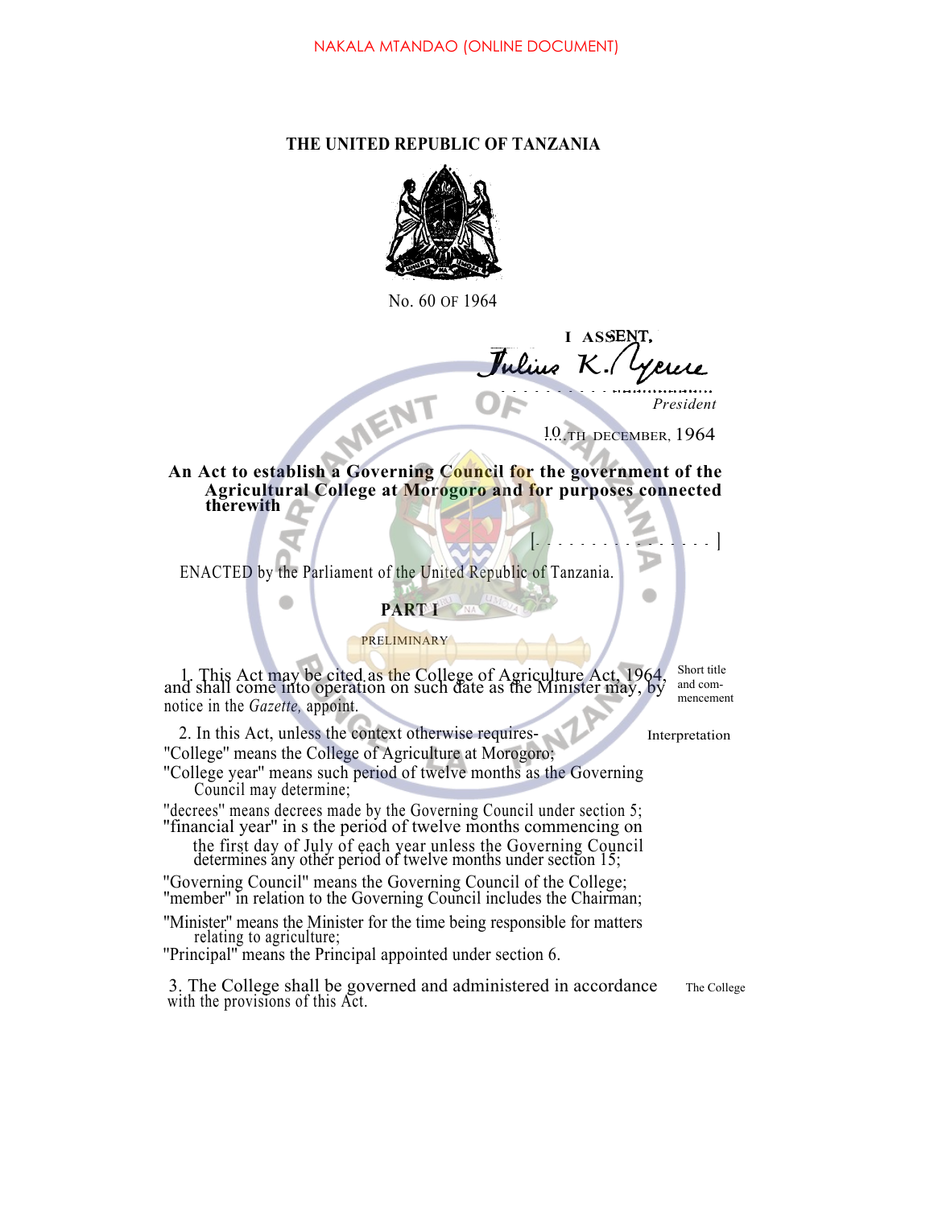NAKALA MTANDAO (ONLINE DOCUMENT)

# THE UNITED REPUBLIC OF TANZANIA

No. 60 OF 1964

I ASSENT,

Julius K. Nyerere

*President*

10TH DECEMBER, 1964

**An Act to establish a Governing Council for the government of the Agricultural College at Morogoro and for purposes connected therewith**

[. . . . . . . . . . . . . . . . ]

ENACTED by the Parliament of the United Republic of Tanzania.

## PART I

PRELIMINARY

Short title and commencement

1. This Act may be cited as the College of Agriculture Act, 1964, and shall come into operation on such date as the Minister may, by notice in the *Gazette,* appoint.

Interpretation

2. In this Act, unless the context otherwise requires-

"College" means the College of Agriculture at Morogoro;

"College year" means such period of twelve months as the Governing Council may determine;

"decrees" means decrees made by the Governing Council under section 5;

"financial year" in s the period of twelve months commencing on the first day of July of each year unless the Governing Council determines any other period of twelve months under section 15;

"Governing Council" means the Governing Council of the College;

"member" in relation to the Governing Council includes the Chairman;

"Minister" means the Minister for the time being responsible for matters relating to agriculture;

"Principal" means the Principal appointed under section 6.

The College

3. The College shall be governed and administered in accordance with the provisions of this Act.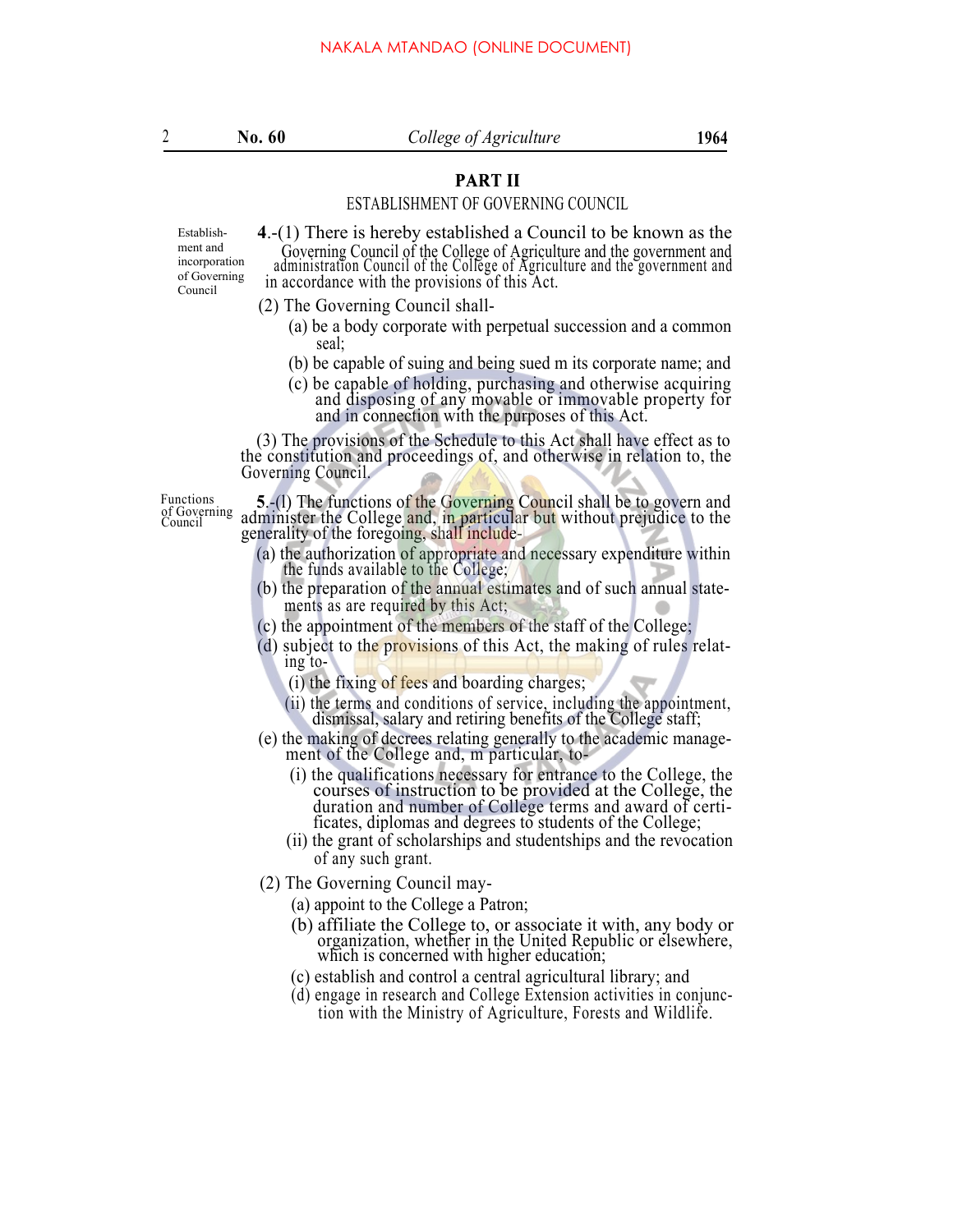## PART II

### ESTABLISHMENT OF GOVERNING COUNCIL

Establishment and incorporation of Governing Council

**4**.-(1) There is hereby established a Council to be known as the Governing Council of the College of Agriculture and the government and administration Council of the College of Agriculture and the government and in accordance with the provisions of this Act.

(2) The Governing Council shall-

(a) be a body corporate with perpetual succession and a common seal;

(b) be capable of suing and being sued m its corporate name; and

(c) be capable of holding, purchasing and otherwise acquiring and disposing of any movable or immovable property for and in connection with the purposes of this Act.

(3) The provisions of the Schedule to this Act shall have effect as to the constitution and proceedings of, and otherwise in relation to, the Governing Council.

Functions of Governing Council

**5**.-(l) The functions of the Governing Council shall be to govern and administer the College and, in particular but without prejudice to the generality of the foregoing, shall include-

(a) the authorization of appropriate and necessary expenditure within the funds available to the College;

(b) the preparation of the annual estimates and of such annual statements as are required by this Act;

(c) the appointment of the members of the staff of the College;

(d) subject to the provisions of this Act, the making of rules relating to-

(i) the fixing of fees and boarding charges;

(ii) the terms and conditions of service, including the appointment, dismissal, salary and retiring benefits of the College staff;

(e) the making of decrees relating generally to the academic management of the College and, m particular, to-

(i) the qualifications necessary for entrance to the College, the courses of instruction to be provided at the College, the duration and number of College terms and award of certificates, diplomas and degrees to students of the College;

(ii) the grant of scholarships and studentships and the revocation of any such grant.

(2) The Governing Council may-

(a) appoint to the College a Patron;

(b) affiliate the College to, or associate it with, any body or organization, whether in the United Republic or elsewhere, which is concerned with higher education;

(c) establish and control a central agricultural library; and

(d) engage in research and College Extension activities in conjunction with the Ministry of Agriculture, Forests and Wildlife.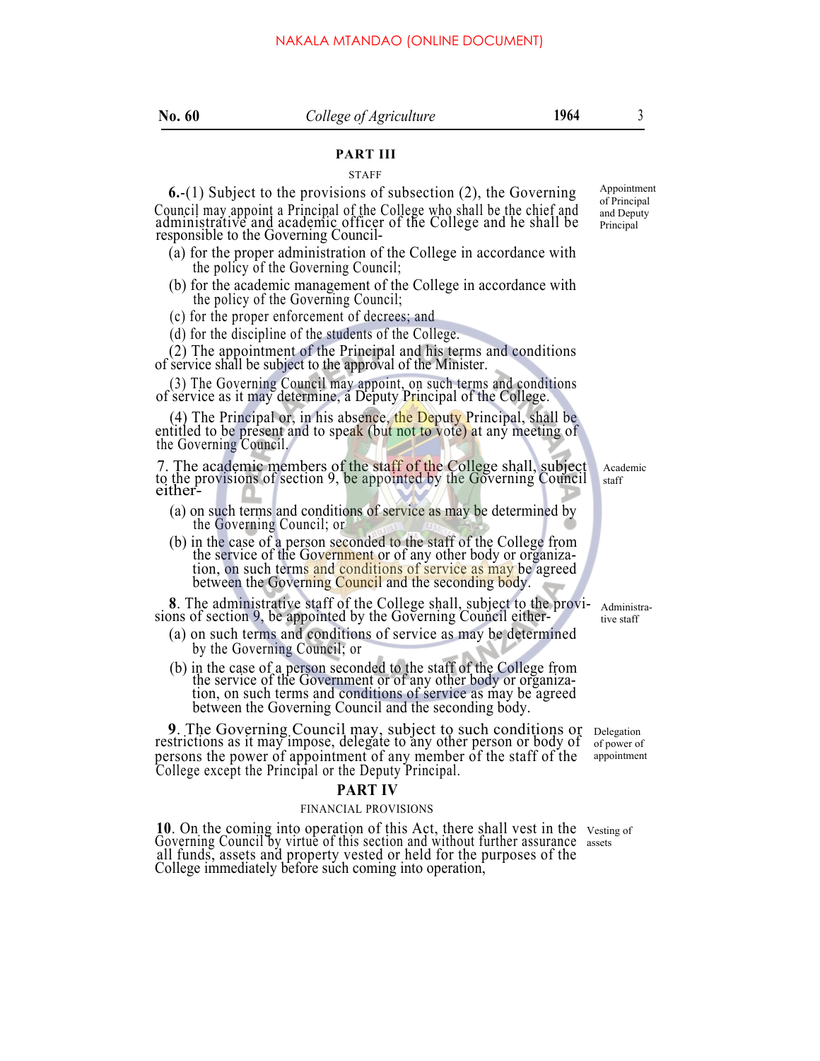## PART III

STAFF

**6.**-(1) Subject to the provisions of subsection (2), the Governing Council may appoint a Principal of the College who shall be the chief and administrative and academic officer of the College and he shall be responsible to the Governing Council-

Appointment of Principal and Deputy Principal

(a) for the proper administration of the College in accordance with the policy of the Governing Council;

(b) for the academic management of the College in accordance with the policy of the Governing Council;

(c) for the proper enforcement of decrees; and

(d) for the discipline of the students of the College.

(2) The appointment of the Principal and his terms and conditions of service shall be subject to the approval of the Minister.

(3) The Governing Council may appoint, on such terms and conditions of service as it may determine, a Deputy Principal of the College.

(4) The Principal or, in his absence, the Deputy Principal, shall be entitled to be present and to speak (but not to vote) at any meeting of the Governing Council.

**7.** The academic members of the staff of the College shall, subject to the provisions of section 9, be appointed by the Governing Council either-

Academic staff

(a) on such terms and conditions of service as may be determined by the Governing Council; or

(b) in the case of a person seconded to the staff of the College from the service of the Government or of any other body or organization, on such terms and conditions of service as may be agreed between the Governing Council and the seconding body.

**8**. The administrative staff of the College shall, subject to the provisions of section 9, be appointed by the Governing Council either-

Administrative staff

(a) on such terms and conditions of service as may be determined by the Governing Council; or

(b) in the case of a person seconded to the staff of the College from the service of the Government or of any other body or organization, on such terms and conditions of service as may be agreed between the Governing Council and the seconding body.

**9**. The Governing Council may, subject to such conditions or restrictions as it may impose, delegate to any other person or body of persons the power of appointment of any member of the staff of the College except the Principal or the Deputy Principal.

Delegation of power of appointment

## PART IV

FINANCIAL PROVISIONS

**10**. On the coming into operation of this Act, there shall vest in the Governing Council by virtue of this section and without further assurance all funds, assets and property vested or held for the purposes of the College immediately before such coming into operation,

Vesting of assets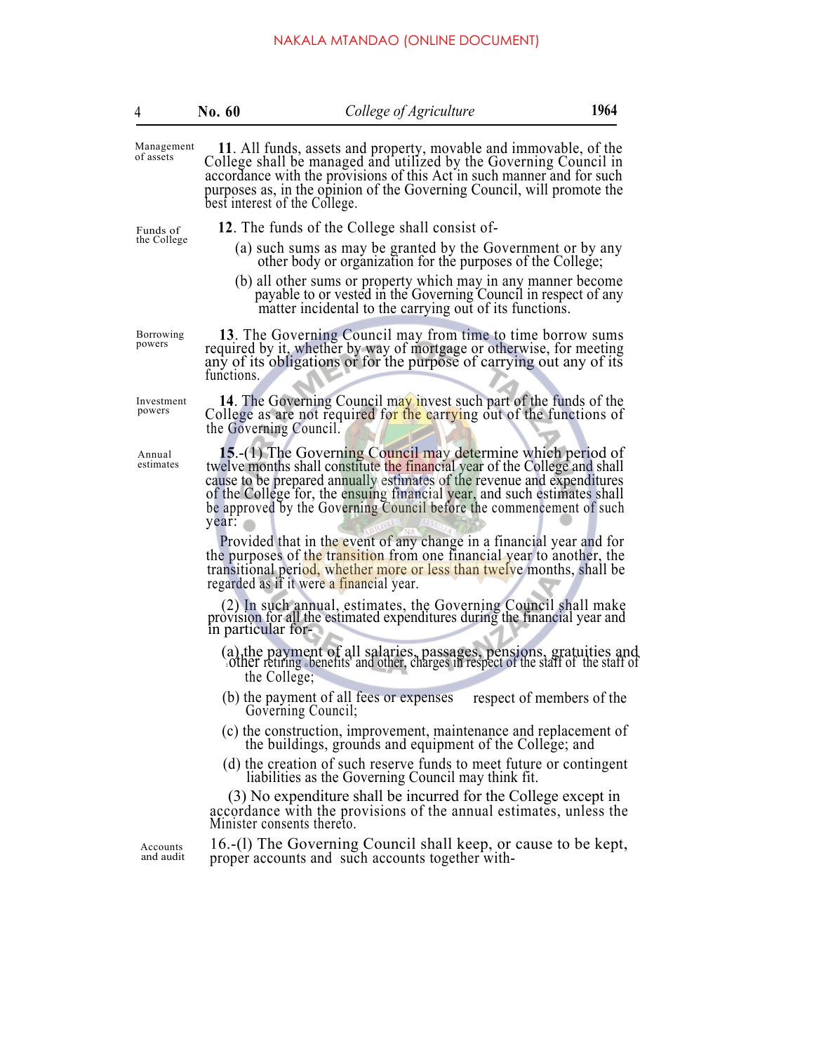Management of assets

**11**. All funds, assets and property, movable and immovable, of the College shall be managed and utilized by the Governing Council in accordance with the provisions of this Act in such manner and for such purposes as, in the opinion of the Governing Council, will promote the best interest of the College.

Funds of the College

**12**. The funds of the College shall consist of-

(a) such sums as may be granted by the Government or by any other body or organization for the purposes of the College;

(b) all other sums or property which may in any manner become payable to or vested in the Governing Council in respect of any matter incidental to the carrying out of its functions.

Borrowing powers

**13**. The Governing Council may from time to time borrow sums required by it, whether by way of mortgage or otherwise, for meeting any of its obligations or for the purpose of carrying out any of its functions.

Investment powers

**14**. The Governing Council may invest such part of the funds of the College as are not required for the carrying out of the functions of the Governing Council.

Annual estimates

**15**.-(1) The Governing Council may determine which period of twelve months shall constitute the financial year of the College and shall cause to be prepared annually estimates of the revenue and expenditures of the College for, the ensuing financial year, and such estimates shall be approved by the Governing Council before the commencement of such year:

Provided that in the event of any change in a financial year and for the purposes of the transition from one financial year to another, the transitional period, whether more or less than twelve months, shall be regarded as if it were a financial year.

(2) In such annual, estimates, the Governing Council shall make provision for all the estimated expenditures during the financial year and in particular for-

(a) the payment of all salaries, passages, pensions, gratuities and other retiring benefits and other, charges in respect of the staff of the staff of the College;

(b) the payment of all fees or expenses respect of members of the Governing Council;

(c) the construction, improvement, maintenance and replacement of the buildings, grounds and equipment of the College; and

(d) the creation of such reserve funds to meet future or contingent liabilities as the Governing Council may think fit.

(3) No expenditure shall be incurred for the College except in accordance with the provisions of the annual estimates, unless the Minister consents thereto.

Accounts and audit

16.-(l) The Governing Council shall keep, or cause to be kept, proper accounts and such accounts together with-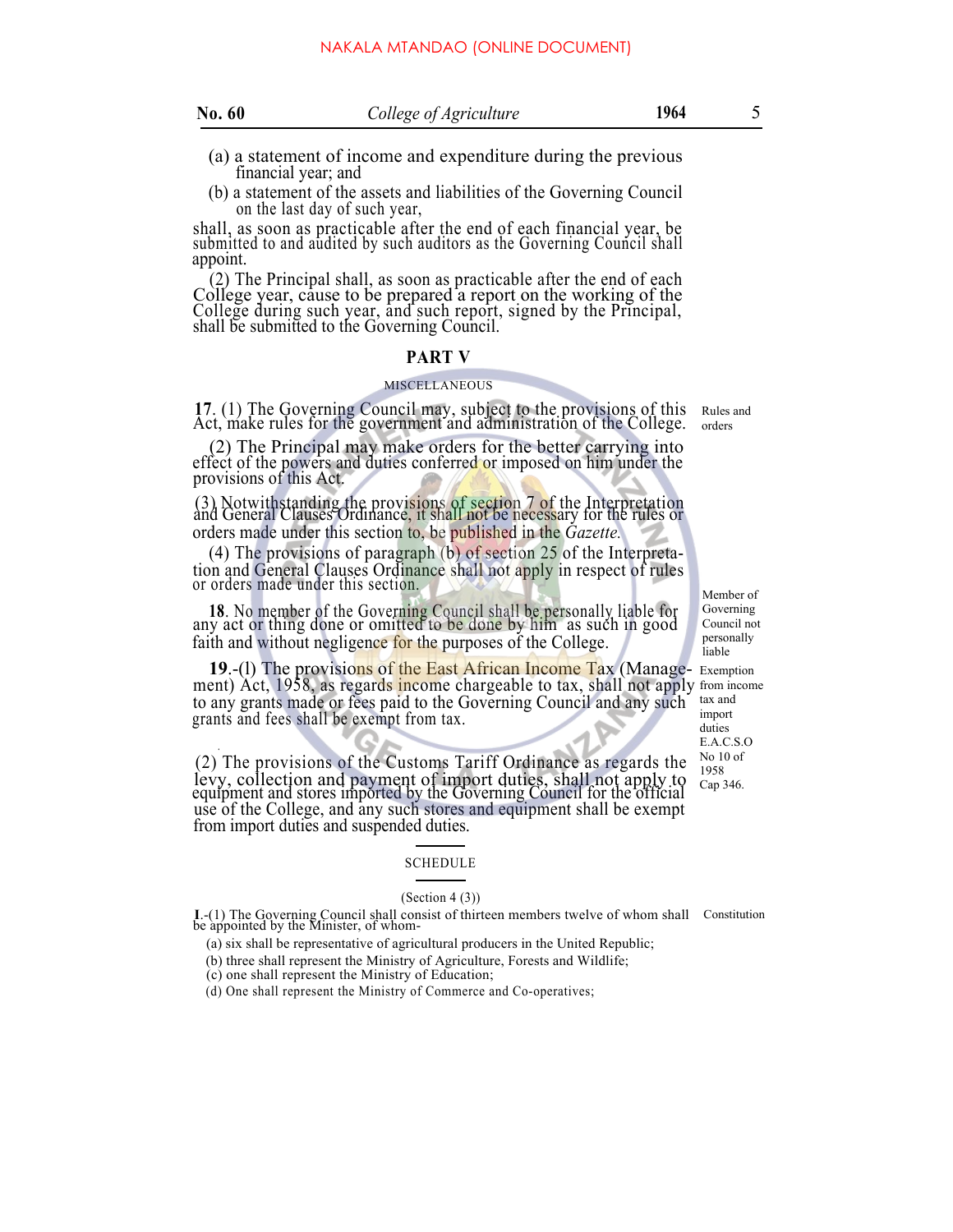(a) a statement of income and expenditure during the previous financial year; and

(b) a statement of the assets and liabilities of the Governing Council on the last day of such year,

shall, as soon as practicable after the end of each financial year, be submitted to and audited by such auditors as the Governing Council shall appoint.

(2) The Principal shall, as soon as practicable after the end of each College year, cause to be prepared a report on the working of the College during such year, and such report, signed by the Principal, shall be submitted to the Governing Council.

## PART V

### MISCELLANEOUS

Rules and orders

**17**. (1) The Governing Council may, subject to the provisions of this Act, make rules for the government and administration of the College.

(2) The Principal may make orders for the better carrying into effect of the powers and duties conferred or imposed on him under the provisions of this Act.

(3) Notwithstanding the provisions of section 7 of the Interpretation and General Clauses Ordinance, it shall not be necessary for the rules or orders made under this section to, be published in the *Gazette.*

(4) The provisions of paragraph (b) of section 25 of the Interpretation and General Clauses Ordinance shall not apply in respect of rules or orders made under this section.

Member of Governing Council not personally liable

**18**. No member of the Governing Council shall be personally liable for any act or thing done or omitted to be done by him as such in good faith and without negligence for the purposes of the College.

Exemption from income tax and import duties E.A.C.S.O No 10 of 1958 Cap 346.

**19**.-(l) The provisions of the East African Income Tax (Management) Act, 1958, as regards income chargeable to tax, shall not apply to any grants made or fees paid to the Governing Council and any such grants and fees shall be exempt from tax.

(2) The provisions of the Customs Tariff Ordinance as regards the levy, collection and payment of import duties, shall not apply to equipment and stores imported by the Governing Council for the official use of the College, and any such stores and equipment shall be exempt from import duties and suspended duties.

### SCHEDULE

(Section 4 (3))

Constitution

**1**.-(1) The Governing Council shall consist of thirteen members twelve of whom shall be appointed by the Minister, of whom-

(a) six shall be representative of agricultural producers in the United Republic;

(b) three shall represent the Ministry of Agriculture, Forests and Wildlife;

(c) one shall represent the Ministry of Education;

(d) One shall represent the Ministry of Commerce and Co-operatives;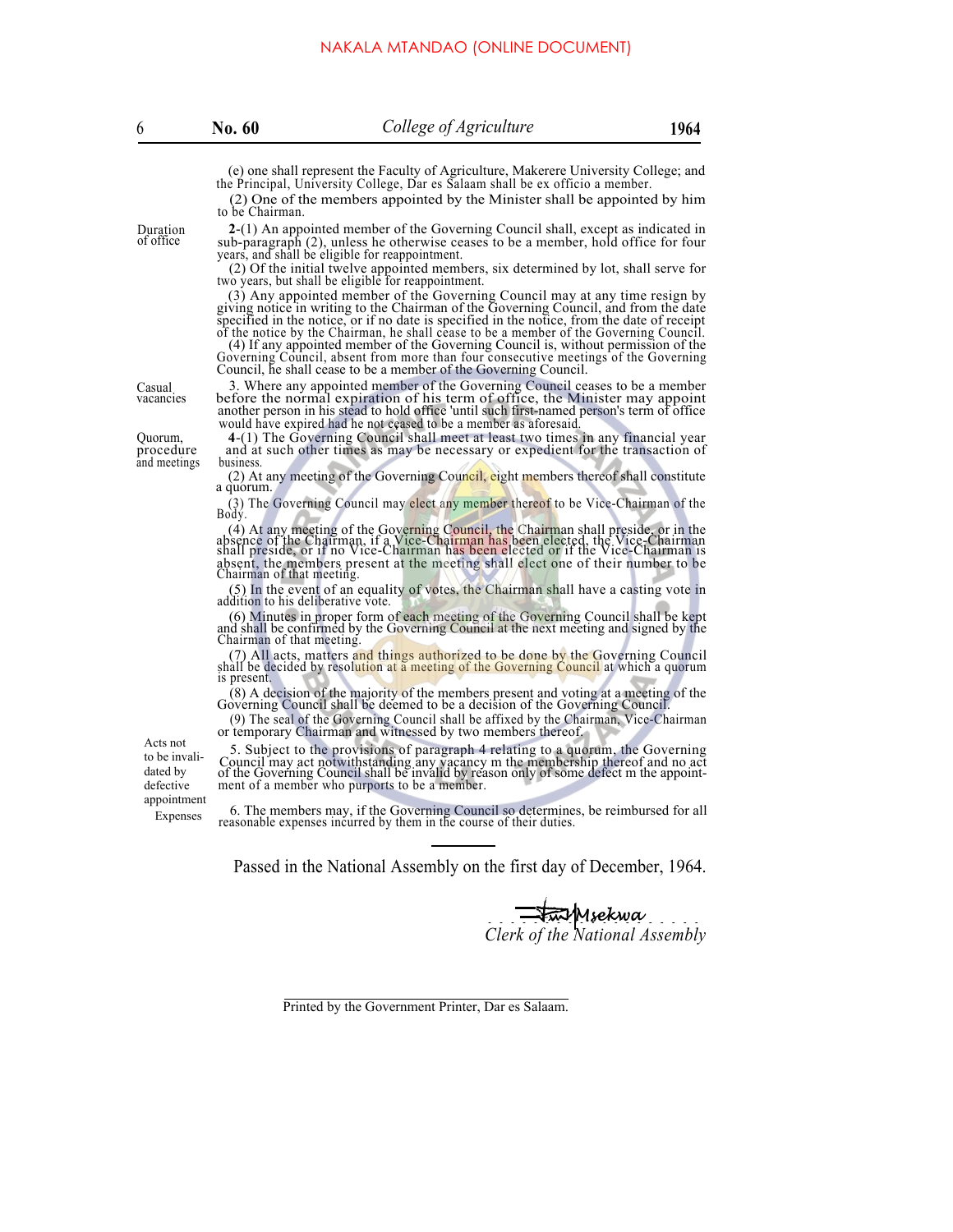(e) one shall represent the Faculty of Agriculture, Makerere University College; and the Principal, University College, Dar es Salaam shall be ex officio a member.

(2) One of the members appointed by the Minister shall be appointed by him to be Chairman.

**Duration of office**

**2**-(1) An appointed member of the Governing Council shall, except as indicated in sub-paragraph (2), unless he otherwise ceases to be a member, hold office for four years, and shall be eligible for reappointment.

(2) Of the initial twelve appointed members, six determined by lot, shall serve for two years, but shall be eligible for reappointment.

(3) Any appointed member of the Governing Council may at any time resign by giving notice in writing to the Chairman of the Governing Council, and from the date specified in the notice, or if no date is specified in the notice, from the date of receipt of the notice by the Chairman, he shall cease to be a member of the Governing Council.

(4) If any appointed member of the Governing Council is, without permission of the Governing Council, absent from more than four consecutive meetings of the Governing Council, he shall cease to be a member of the Governing Council.

**Casual vacancies**

3. Where any appointed member of the Governing Council ceases to be a member before the normal expiration of his term of office, the Minister may appoint another person in his stead to hold office 'until such first-named person's term of office would have expired had he not ceased to be a member as aforesaid.

**Quorum, procedure and meetings**

**4**-(1) The Governing Council shall meet at least two times in any financial year and at such other times as may be necessary or expedient for the transaction of business.

(2) At any meeting of the Governing Council, eight members thereof shall constitute a quorum.

(3) The Governing Council may elect any member thereof to be Vice-Chairman of the Body.

(4) At any meeting of the Governing Council, the Chairman shall preside, or in the absence of the Chairman, if a Vice-Chairman has been elected, the Vice-Chairman shall preside, or if no Vice-Chairman has been elected or if the Vice-Chairman is absent, the members present at the meeting shall elect one of their number to be Chairman of that meeting.

(5) In the event of an equality of votes, the Chairman shall have a casting vote in addition to his deliberative vote.

(6) Minutes in proper form of each meeting of the Governing Council shall be kept and shall be confirmed by the Governing Council at the next meeting and signed by the Chairman of that meeting.

(7) All acts, matters and things authorized to be done by the Governing Council shall be decided by resolution at a meeting of the Governing Council at which a quorum is present.

(8) A decision of the majority of the members present and voting at a meeting of the Governing Council shall be deemed to be a decision of the Governing Council.

(9) The seal of the Governing Council shall be affixed by the Chairman, Vice-Chairman or temporary Chairman and witnessed by two members thereof.

**Acts not to be invalidated by defective appointment**

5. Subject to the provisions of paragraph 4 relating to a quorum, the Governing Council may act notwithstanding any vacancy m the membership thereof and no act of the Governing Council shall be invalid by reason only of some defect m the appointment of a member who purports to be a member.

**Expenses**

6. The members may, if the Governing Council so determines, be reimbursed for all reasonable expenses incurred by them in the course of their duties.

---

Passed in the National Assembly on the first day of December, 1964.

Msekwa
*Clerk of the National Assembly*

Printed by the Government Printer, Dar es Salaam.